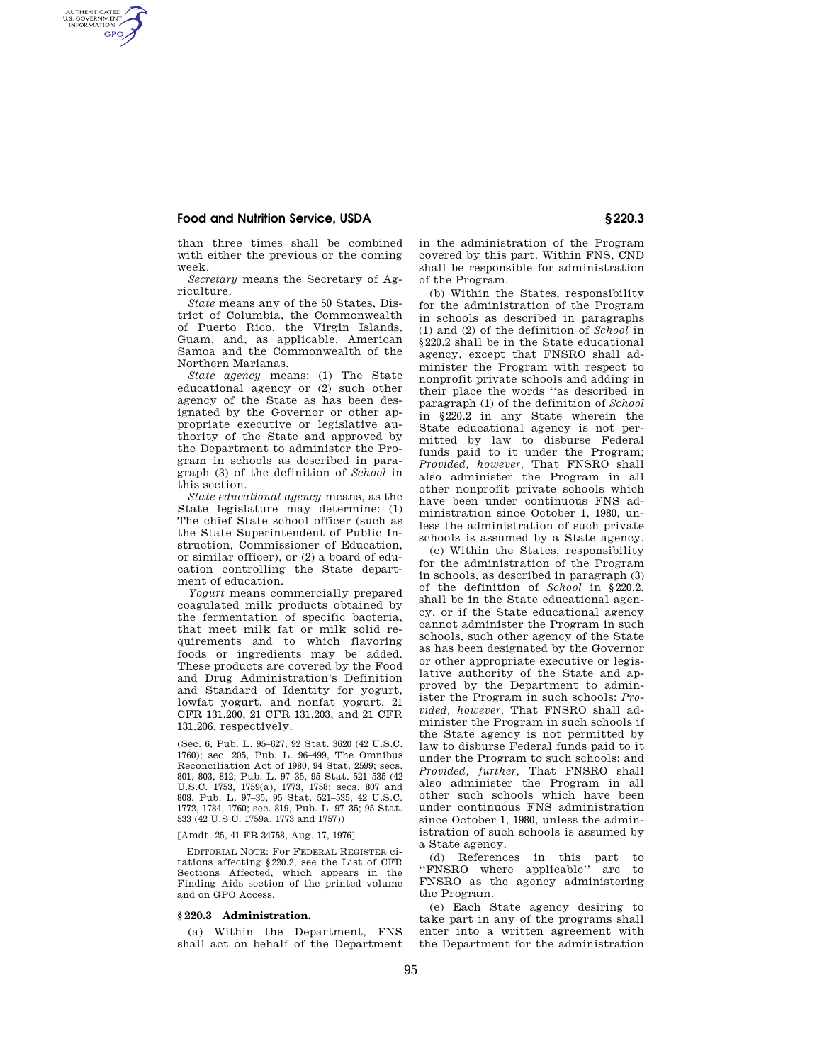than three times shall be combined with either the previous or the coming week.

*Secretary* means the Secretary of Agriculture.

*State* means any of the 50 States, District of Columbia, the Commonwealth of Puerto Rico, the Virgin Islands, Guam, and, as applicable, American Samoa and the Commonwealth of the Northern Marianas.

*State agency* means: (1) The State educational agency or (2) such other agency of the State as has been designated by the Governor or other appropriate executive or legislative authority of the State and approved by the Department to administer the Program in schools as described in paragraph (3) of the definition of *School* in this section.

*State educational agency* means, as the State legislature may determine: (1) The chief State school officer (such as the State Superintendent of Public Instruction, Commissioner of Education, or similar officer), or (2) a board of education controlling the State department of education.

*Yogurt* means commercially prepared coagulated milk products obtained by the fermentation of specific bacteria, that meet milk fat or milk solid requirements and to which flavoring foods or ingredients may be added. These products are covered by the Food and Drug Administration's Definition and Standard of Identity for yogurt, lowfat yogurt, and nonfat yogurt, 21 CFR 131.200, 21 CFR 131.203, and 21 CFR 131.206, respectively.

(Sec. 6, Pub. L. 95–627, 92 Stat. 3620 (42 U.S.C. 1760); sec. 205, Pub. L. 96–499, The Omnibus Reconciliation Act of 1980, 94 Stat. 2599; secs. 801, 803, 812; Pub. L. 97–35, 95 Stat. 521–535 (42 U.S.C. 1753, 1759(a), 1773, 1758; secs. 807 and 808, Pub. L. 97–35, 95 Stat. 521–535, 42 U.S.C. 1772, 1784, 1760; sec. 819, Pub. L. 97–35; 95 Stat. 533 (42 U.S.C. 1759a, 1773 and 1757))

[Amdt. 25, 41 FR 34758, Aug. 17, 1976]

EDITORIAL NOTE: For FEDERAL REGISTER citations affecting §220.2, see the List of CFR Sections Affected, which appears in the Finding Aids section of the printed volume and on GPO Access.

### § 220.3 Administration.

(a) Within the Department, FNS shall act on behalf of the Department in the administration of the Program covered by this part. Within FNS, CND shall be responsible for administration of the Program.

(b) Within the States, responsibility for the administration of the Program in schools as described in paragraphs (1) and (2) of the definition of *School* in §220.2 shall be in the State educational agency, except that FNSRO shall administer the Program with respect to nonprofit private schools and adding in their place the words "as described in paragraph (1) of the definition of *School* in §220.2 in any State wherein the State educational agency is not permitted by law to disburse Federal funds paid to it under the Program; *Provided, however,* That FNSRO shall also administer the Program in all other nonprofit private schools which have been under continuous FNS administration since October 1, 1980, unless the administration of such private schools is assumed by a State agency.

(c) Within the States, responsibility for the administration of the Program in schools, as described in paragraph (3) of the definition of *School* in §220.2, shall be in the State educational agency, or if the State educational agency cannot administer the Program in such schools, such other agency of the State as has been designated by the Governor or other appropriate executive or legislative authority of the State and approved by the Department to administer the Program in such schools: *Provided, however,* That FNSRO shall administer the Program in such schools if the State agency is not permitted by law to disburse Federal funds paid to it under the Program to such schools; and *Provided, further,* That FNSRO shall also administer the Program in all other such schools which have been under continuous FNS administration since October 1, 1980, unless the administration of such schools is assumed by a State agency.

(d) References in this part to "FNSRO where applicable" are to FNSRO as the agency administering the Program.

(e) Each State agency desiring to take part in any of the programs shall enter into a written agreement with the Department for the administration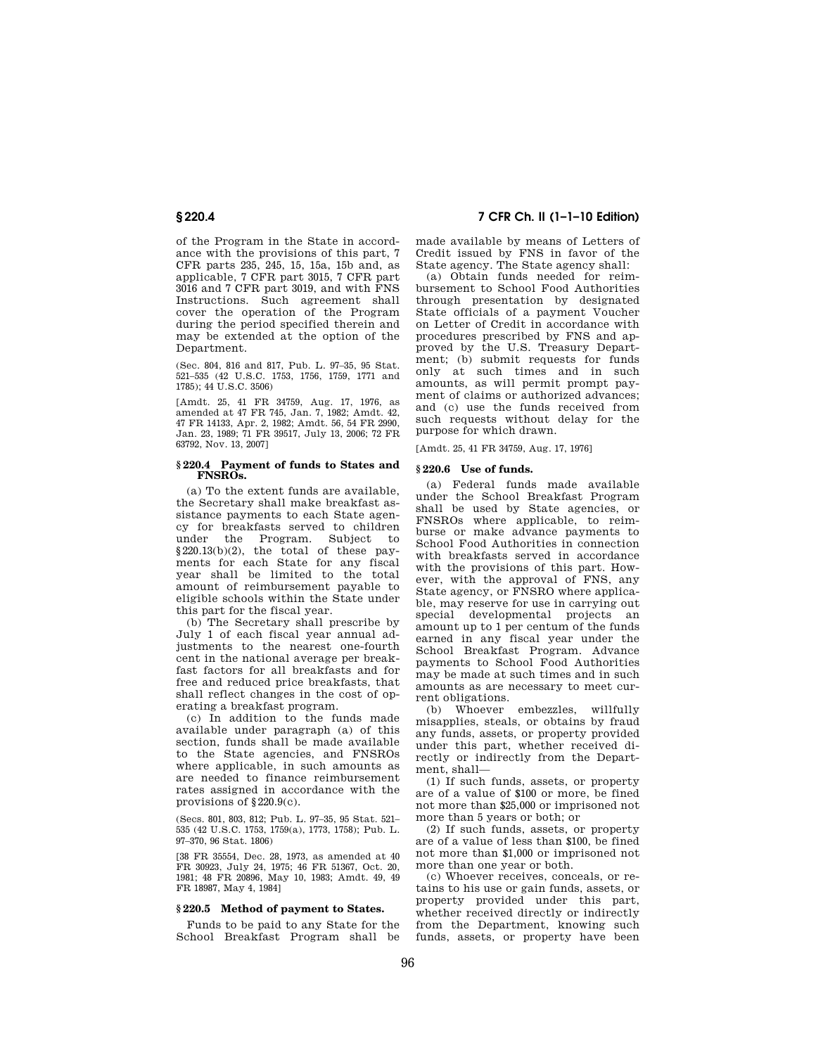of the Program in the State in accordance with the provisions of this part, 7 CFR parts 235, 245, 15, 15a, 15b and, as applicable, 7 CFR part 3015, 7 CFR part 3016 and 7 CFR part 3019, and with FNS Instructions. Such agreement shall cover the operation of the Program during the period specified therein and may be extended at the option of the Department.

(Sec. 804, 816 and 817, Pub. L. 97–35, 95 Stat. 521–535 (42 U.S.C. 1753, 1756, 1759, 1771 and 1785); 44 U.S.C. 3506)

[Amdt. 25, 41 FR 34759, Aug. 17, 1976, as amended at 47 FR 745, Jan. 7, 1982; Amdt. 42, 47 FR 14133, Apr. 2, 1982; Amdt. 56, 54 FR 2990, Jan. 23, 1989; 71 FR 39517, July 13, 2006; 72 FR 63792, Nov. 13, 2007]

## § 220.4 Payment of funds to States and FNSROs.

(a) To the extent funds are available, the Secretary shall make breakfast assistance payments to each State agency for breakfasts served to children under the Program. Subject to §220.13(b)(2), the total of these payments for each State for any fiscal year shall be limited to the total amount of reimbursement payable to eligible schools within the State under this part for the fiscal year.

(b) The Secretary shall prescribe by July 1 of each fiscal year annual adjustments to the nearest one-fourth cent in the national average per breakfast factors for all breakfasts and for free and reduced price breakfasts, that shall reflect changes in the cost of operating a breakfast program.

(c) In addition to the funds made available under paragraph (a) of this section, funds shall be made available to the State agencies, and FNSROs where applicable, in such amounts as are needed to finance reimbursement rates assigned in accordance with the provisions of §220.9(c).

(Secs. 801, 803, 812; Pub. L. 97–35, 95 Stat. 521–535 (42 U.S.C. 1753, 1759(a), 1773, 1758); Pub. L. 97–370, 96 Stat. 1806)

[38 FR 35554, Dec. 28, 1973, as amended at 40 FR 30923, July 24, 1975; 46 FR 51367, Oct. 20, 1981; 48 FR 20896, May 10, 1983; Amdt. 49, 49 FR 18987, May 4, 1984]

## § 220.5 Method of payment to States.

Funds to be paid to any State for the School Breakfast Program shall be made available by means of Letters of Credit issued by FNS in favor of the State agency. The State agency shall:

(a) Obtain funds needed for reimbursement to School Food Authorities through presentation by designated State officials of a payment Voucher on Letter of Credit in accordance with procedures prescribed by FNS and approved by the U.S. Treasury Department; (b) submit requests for funds only at such times and in such amounts, as will permit prompt payment of claims or authorized advances; and (c) use the funds received from such requests without delay for the purpose for which drawn.

[Amdt. 25, 41 FR 34759, Aug. 17, 1976]

## § 220.6 Use of funds.

(a) Federal funds made available under the School Breakfast Program shall be used by State agencies, or FNSROs where applicable, to reimburse or make advance payments to School Food Authorities in connection with breakfasts served in accordance with the provisions of this part. However, with the approval of FNS, any State agency, or FNSRO where applicable, may reserve for use in carrying out special developmental projects an amount up to 1 per centum of the funds earned in any fiscal year under the School Breakfast Program. Advance payments to School Food Authorities may be made at such times and in such amounts as are necessary to meet current obligations.

(b) Whoever embezzles, willfully misapplies, steals, or obtains by fraud any funds, assets, or property provided under this part, whether received directly or indirectly from the Department, shall—

(1) If such funds, assets, or property are of a value of $100 or more, be fined not more than $25,000 or imprisoned not more than 5 years or both; or

(2) If such funds, assets, or property are of a value of less than $100, be fined not more than $1,000 or imprisoned not more than one year or both.

(c) Whoever receives, conceals, or retains to his use or gain funds, assets, or property provided under this part, whether received directly or indirectly from the Department, knowing such funds, assets, or property have been